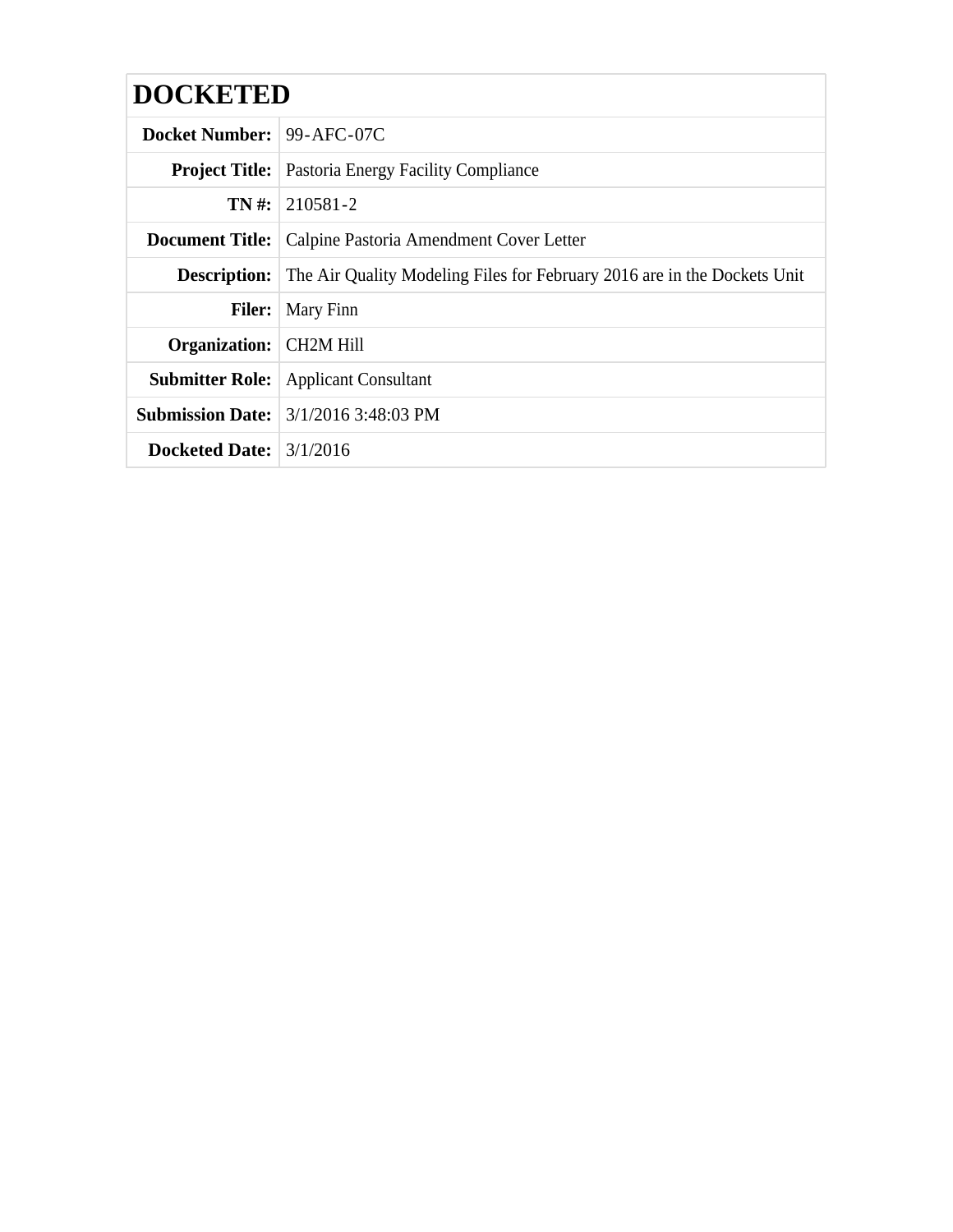# DOCKETED

| | |
|---|---|
| **Docket Number:** | 99-AFC-07C |
| **Project Title:** | Pastoria Energy Facility Compliance |
| **TN #:** | 210581-2 |
| **Document Title:** | Calpine Pastoria Amendment Cover Letter |
| **Description:** | The Air Quality Modeling Files for February 2016 are in the Dockets Unit |
| **Filer:** | Mary Finn |
| **Organization:** | CH2M Hill |
| **Submitter Role:** | Applicant Consultant |
| **Submission Date:** | 3/1/2016 3:48:03 PM |
| **Docketed Date:** | 3/1/2016 |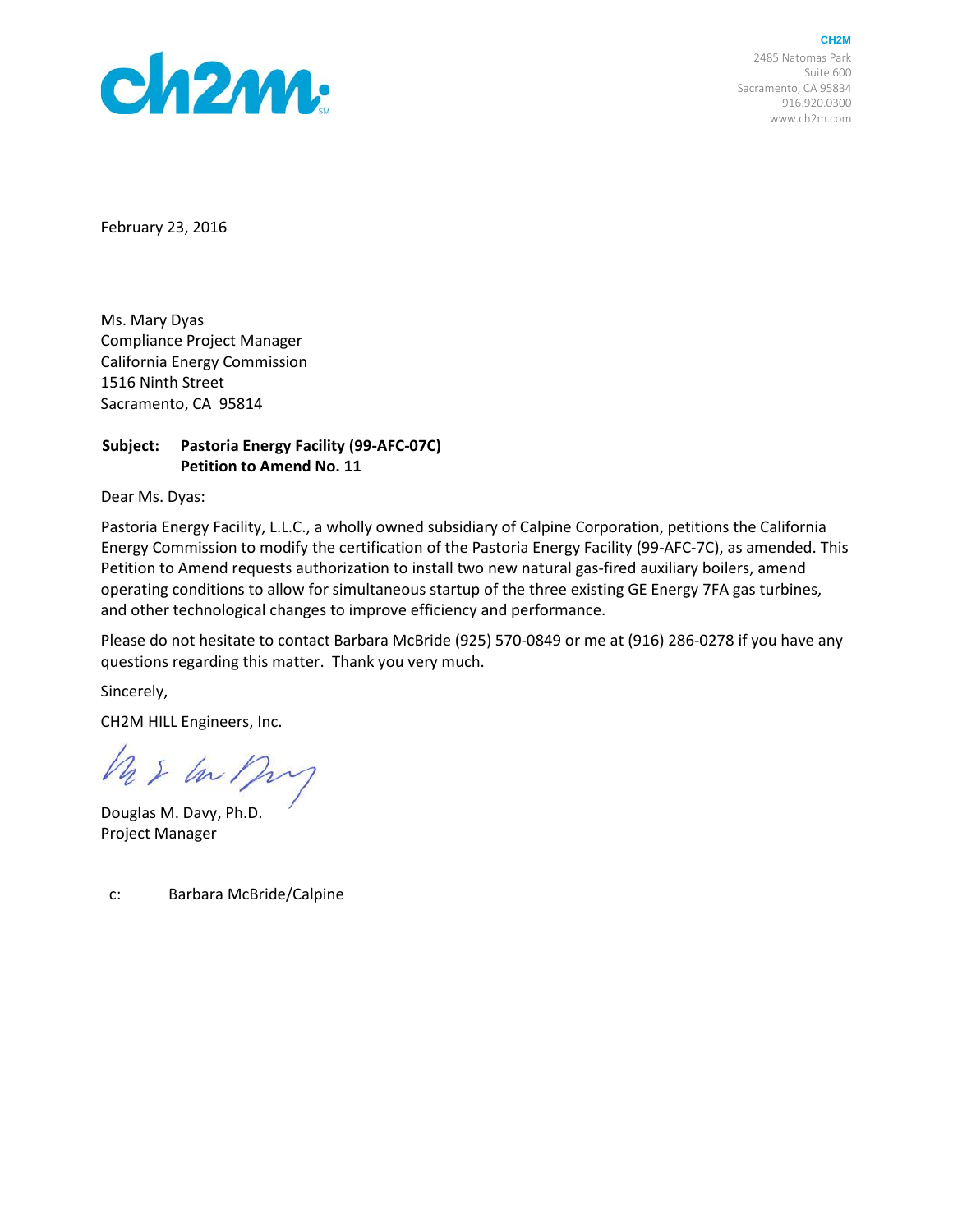**CH2M**
2485 Natomas Park
Suite 600
Sacramento, CA 95834
916.920.0300
www.ch2m.com

February 23, 2016

Ms. Mary Dyas
Compliance Project Manager
California Energy Commission
1516 Ninth Street
Sacramento, CA 95814

**Subject: Pastoria Energy Facility (99-AFC-07C)**
**Petition to Amend No. 11**

Dear Ms. Dyas:

Pastoria Energy Facility, L.L.C., a wholly owned subsidiary of Calpine Corporation, petitions the California Energy Commission to modify the certification of the Pastoria Energy Facility (99-AFC-7C), as amended. This Petition to Amend requests authorization to install two new natural gas-fired auxiliary boilers, amend operating conditions to allow for simultaneous startup of the three existing GE Energy 7FA gas turbines, and other technological changes to improve efficiency and performance.

Please do not hesitate to contact Barbara McBride (925) 570-0849 or me at (916) 286-0278 if you have any questions regarding this matter. Thank you very much.

Sincerely,

CH2M HILL Engineers, Inc.

Douglas M. Davy, Ph.D.
Project Manager

c: Barbara McBride/Calpine